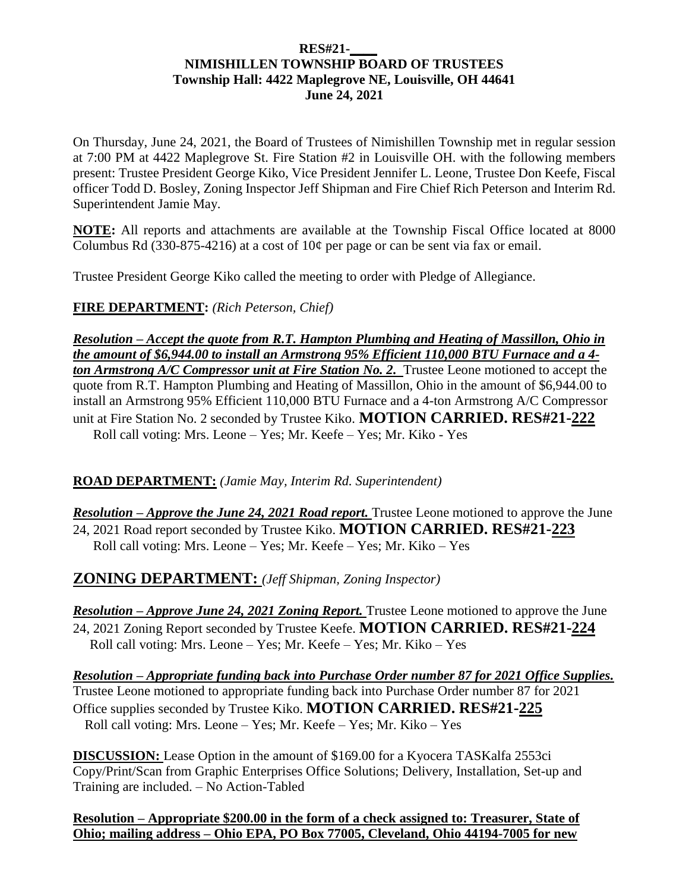**RES#21-____**
**NIMISHILLEN TOWNSHIP BOARD OF TRUSTEES**
**Township Hall: 4422 Maplegrove NE, Louisville, OH 44641**
**June 24, 2021**

On Thursday, June 24, 2021, the Board of Trustees of Nimishillen Township met in regular session at 7:00 PM at 4422 Maplegrove St. Fire Station #2 in Louisville OH. with the following members present: Trustee President George Kiko, Vice President Jennifer L. Leone, Trustee Don Keefe, Fiscal officer Todd D. Bosley, Zoning Inspector Jeff Shipman and Fire Chief Rich Peterson and Interim Rd. Superintendent Jamie May.

**NOTE:** All reports and attachments are available at the Township Fiscal Office located at 8000 Columbus Rd (330-875-4216) at a cost of 10¢ per page or can be sent via fax or email.

Trustee President George Kiko called the meeting to order with Pledge of Allegiance.

**FIRE DEPARTMENT:** *(Rich Peterson, Chief)*

***Resolution – Accept the quote from R.T. Hampton Plumbing and Heating of Massillon, Ohio in the amount of $6,944.00 to install an Armstrong 95% Efficient 110,000 BTU Furnace and a 4-ton Armstrong A/C Compressor unit at Fire Station No. 2.*** Trustee Leone motioned to accept the quote from R.T. Hampton Plumbing and Heating of Massillon, Ohio in the amount of $6,944.00 to install an Armstrong 95% Efficient 110,000 BTU Furnace and a 4-ton Armstrong A/C Compressor unit at Fire Station No. 2 seconded by Trustee Kiko. **MOTION CARRIED. RES#21-222**
Roll call voting: Mrs. Leone – Yes; Mr. Keefe – Yes; Mr. Kiko - Yes

**ROAD DEPARTMENT:** *(Jamie May, Interim Rd. Superintendent)*

***Resolution – Approve the June 24, 2021 Road report.*** Trustee Leone motioned to approve the June 24, 2021 Road report seconded by Trustee Kiko. **MOTION CARRIED. RES#21-223**
Roll call voting: Mrs. Leone – Yes; Mr. Keefe – Yes; Mr. Kiko – Yes

**ZONING DEPARTMENT:** *(Jeff Shipman, Zoning Inspector)*

***Resolution – Approve June 24, 2021 Zoning Report.*** Trustee Leone motioned to approve the June 24, 2021 Zoning Report seconded by Trustee Keefe. **MOTION CARRIED. RES#21-224**
Roll call voting: Mrs. Leone – Yes; Mr. Keefe – Yes; Mr. Kiko – Yes

***Resolution – Appropriate funding back into Purchase Order number 87 for 2021 Office Supplies.*** Trustee Leone motioned to appropriate funding back into Purchase Order number 87 for 2021 Office supplies seconded by Trustee Kiko. **MOTION CARRIED. RES#21-225**
Roll call voting: Mrs. Leone – Yes; Mr. Keefe – Yes; Mr. Kiko – Yes

**DISCUSSION:** Lease Option in the amount of $169.00 for a Kyocera TASKalfa 2553ci Copy/Print/Scan from Graphic Enterprises Office Solutions; Delivery, Installation, Set-up and Training are included. – No Action-Tabled

**Resolution – Appropriate $200.00 in the form of a check assigned to: Treasurer, State of Ohio; mailing address – Ohio EPA, PO Box 77005, Cleveland, Ohio 44194-7005 for new**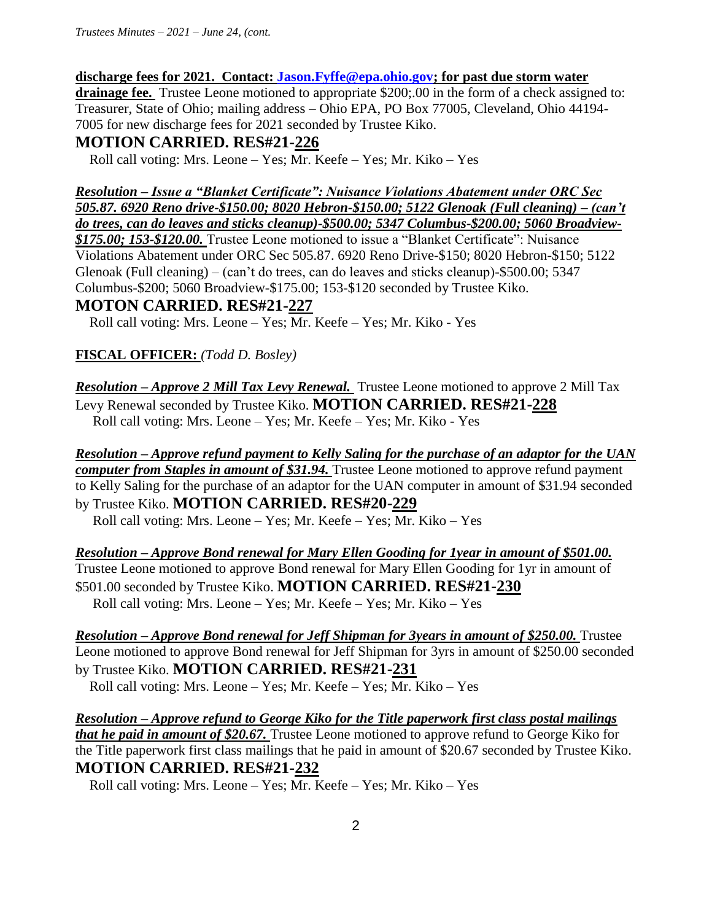**discharge fees for 2021. Contact: Jason.Fyffe@epa.ohio.gov; for past due storm water drainage fee.** Trustee Leone motioned to appropriate $200;.00 in the form of a check assigned to: Treasurer, State of Ohio; mailing address – Ohio EPA, PO Box 77005, Cleveland, Ohio 44194-7005 for new discharge fees for 2021 seconded by Trustee Kiko.

**MOTION CARRIED. RES#21-226**

Roll call voting: Mrs. Leone – Yes; Mr. Keefe – Yes; Mr. Kiko – Yes

***Resolution – Issue a "Blanket Certificate": Nuisance Violations Abatement under ORC Sec 505.87. 6920 Reno drive-$150.00; 8020 Hebron-$150.00; 5122 Glenoak (Full cleaning) – (can't do trees, can do leaves and sticks cleanup)-$500.00; 5347 Columbus-$200.00; 5060 Broadview-$175.00; 153-$120.00.*** Trustee Leone motioned to issue a "Blanket Certificate": Nuisance Violations Abatement under ORC Sec 505.87. 6920 Reno Drive-$150; 8020 Hebron-$150; 5122 Glenoak (Full cleaning) – (can't do trees, can do leaves and sticks cleanup)-$500.00; 5347 Columbus-$200; 5060 Broadview-$175.00; 153-$120 seconded by Trustee Kiko.

**MOTON CARRIED. RES#21-227**

Roll call voting: Mrs. Leone – Yes; Mr. Keefe – Yes; Mr. Kiko - Yes

**FISCAL OFFICER:** *(Todd D. Bosley)*

***Resolution – Approve 2 Mill Tax Levy Renewal.*** Trustee Leone motioned to approve 2 Mill Tax Levy Renewal seconded by Trustee Kiko. **MOTION CARRIED. RES#21-228**

Roll call voting: Mrs. Leone – Yes; Mr. Keefe – Yes; Mr. Kiko - Yes

***Resolution – Approve refund payment to Kelly Saling for the purchase of an adaptor for the UAN computer from Staples in amount of $31.94.*** Trustee Leone motioned to approve refund payment to Kelly Saling for the purchase of an adaptor for the UAN computer in amount of $31.94 seconded by Trustee Kiko. **MOTION CARRIED. RES#20-229**

Roll call voting: Mrs. Leone – Yes; Mr. Keefe – Yes; Mr. Kiko – Yes

***Resolution – Approve Bond renewal for Mary Ellen Gooding for 1year in amount of $501.00.*** Trustee Leone motioned to approve Bond renewal for Mary Ellen Gooding for 1yr in amount of $501.00 seconded by Trustee Kiko. **MOTION CARRIED. RES#21-230**

Roll call voting: Mrs. Leone – Yes; Mr. Keefe – Yes; Mr. Kiko – Yes

***Resolution – Approve Bond renewal for Jeff Shipman for 3years in amount of $250.00.*** Trustee Leone motioned to approve Bond renewal for Jeff Shipman for 3yrs in amount of $250.00 seconded by Trustee Kiko. **MOTION CARRIED. RES#21-231**

Roll call voting: Mrs. Leone – Yes; Mr. Keefe – Yes; Mr. Kiko – Yes

***Resolution – Approve refund to George Kiko for the Title paperwork first class postal mailings that he paid in amount of $20.67.*** Trustee Leone motioned to approve refund to George Kiko for the Title paperwork first class mailings that he paid in amount of $20.67 seconded by Trustee Kiko.

**MOTION CARRIED. RES#21-232**

Roll call voting: Mrs. Leone – Yes; Mr. Keefe – Yes; Mr. Kiko – Yes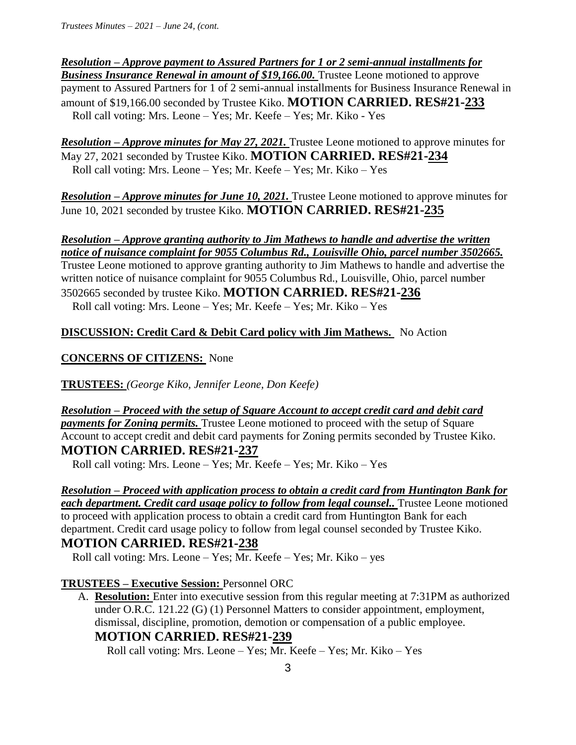***<u>Resolution – Approve payment to Assured Partners for 1 or 2 semi-annual installments for Business Insurance Renewal in amount of $19,166.00.</u>*** Trustee Leone motioned to approve payment to Assured Partners for 1 of 2 semi-annual installments for Business Insurance Renewal in amount of $19,166.00 seconded by Trustee Kiko. **MOTION CARRIED. RES#21-<u>233</u>**
Roll call voting: Mrs. Leone – Yes; Mr. Keefe – Yes; Mr. Kiko - Yes

***<u>Resolution – Approve minutes for May 27, 2021.</u>*** Trustee Leone motioned to approve minutes for May 27, 2021 seconded by Trustee Kiko. **MOTION CARRIED. RES#21-<u>234</u>**
Roll call voting: Mrs. Leone – Yes; Mr. Keefe – Yes; Mr. Kiko – Yes

***<u>Resolution – Approve minutes for June 10, 2021.</u>*** Trustee Leone motioned to approve minutes for June 10, 2021 seconded by trustee Kiko. **MOTION CARRIED. RES#21-<u>235</u>**

***<u>Resolution – Approve granting authority to Jim Mathews to handle and advertise the written notice of nuisance complaint for 9055 Columbus Rd., Louisville Ohio, parcel number 3502665.</u>*** Trustee Leone motioned to approve granting authority to Jim Mathews to handle and advertise the written notice of nuisance complaint for 9055 Columbus Rd., Louisville, Ohio, parcel number 3502665 seconded by trustee Kiko. **MOTION CARRIED. RES#21-<u>236</u>**
Roll call voting: Mrs. Leone – Yes; Mr. Keefe – Yes; Mr. Kiko – Yes

**<u>DISCUSSION: Credit Card & Debit Card policy with Jim Mathews.</u>** No Action

**<u>CONCERNS OF CITIZENS:</u>** None

**<u>TRUSTEES:</u>** *(George Kiko, Jennifer Leone, Don Keefe)*

***<u>Resolution – Proceed with the setup of Square Account to accept credit card and debit card payments for Zoning permits.</u>*** Trustee Leone motioned to proceed with the setup of Square Account to accept credit and debit card payments for Zoning permits seconded by Trustee Kiko.
**MOTION CARRIED. RES#21-<u>237</u>**
Roll call voting: Mrs. Leone – Yes; Mr. Keefe – Yes; Mr. Kiko – Yes

***<u>Resolution – Proceed with application process to obtain a credit card from Huntington Bank for each department. Credit card usage policy to follow from legal counsel..</u>*** Trustee Leone motioned to proceed with application process to obtain a credit card from Huntington Bank for each department. Credit card usage policy to follow from legal counsel seconded by Trustee Kiko.
**MOTION CARRIED. RES#21-<u>238</u>**
Roll call voting: Mrs. Leone – Yes; Mr. Keefe – Yes; Mr. Kiko – yes

**<u>TRUSTEES – Executive Session:</u>** Personnel ORC

A. **<u>Resolution:</u>** Enter into executive session from this regular meeting at 7:31PM as authorized under O.R.C. 121.22 (G) (1) Personnel Matters to consider appointment, employment, dismissal, discipline, promotion, demotion or compensation of a public employee.
**MOTION CARRIED. RES#21-<u>239</u>**
Roll call voting: Mrs. Leone – Yes; Mr. Keefe – Yes; Mr. Kiko – Yes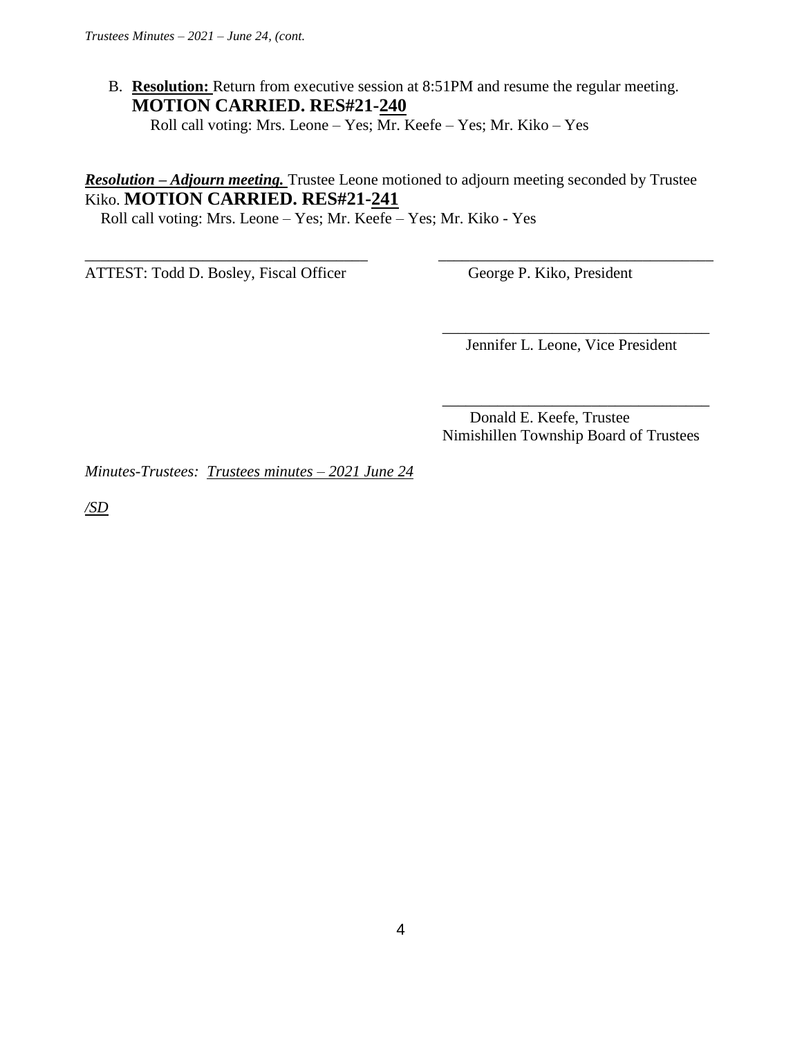B. **Resolution:** Return from executive session at 8:51PM and resume the regular meeting. **MOTION CARRIED. RES#21-240**

Roll call voting: Mrs. Leone – Yes; Mr. Keefe – Yes; Mr. Kiko – Yes

***Resolution – Adjourn meeting.*** Trustee Leone motioned to adjourn meeting seconded by Trustee Kiko. **MOTION CARRIED. RES#21-241**

Roll call voting: Mrs. Leone – Yes; Mr. Keefe – Yes; Mr. Kiko - Yes

ATTEST: Todd D. Bosley, Fiscal Officer

George P. Kiko, President

Jennifer L. Leone, Vice President

Donald E. Keefe, Trustee
Nimishillen Township Board of Trustees

*Minutes-Trustees: Trustees minutes – 2021 June 24*

*/SD*